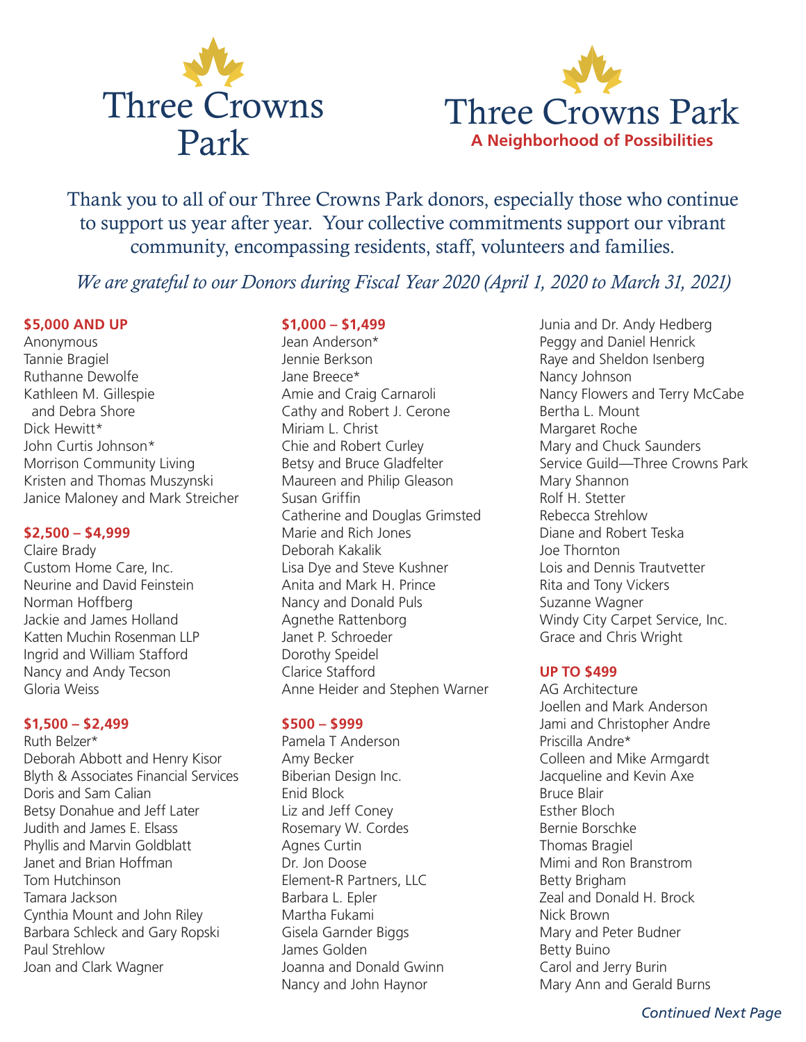# Three Crowns Park

# Three Crowns Park
**A Neighborhood of Possibilities**

Thank you to all of our Three Crowns Park donors, especially those who continue to support us year after year. Your collective commitments support our vibrant community, encompassing residents, staff, volunteers and families.

*We are grateful to our Donors during Fiscal Year 2020 (April 1, 2020 to March 31, 2021)*

**$5,000 AND UP**

Anonymous
Tannie Bragiel
Ruthanne Dewolfe
Kathleen M. Gillespie and Debra Shore
Dick Hewitt*
John Curtis Johnson*
Morrison Community Living
Kristen and Thomas Muszynski
Janice Maloney and Mark Streicher

**$2,500 – $4,999**

Claire Brady
Custom Home Care, Inc.
Neurine and David Feinstein
Norman Hoffberg
Jackie and James Holland
Katten Muchin Rosenman LLP
Ingrid and William Stafford
Nancy and Andy Tecson
Gloria Weiss

**$1,500 – $2,499**

Ruth Belzer*
Deborah Abbott and Henry Kisor
Blyth & Associates Financial Services
Doris and Sam Calian
Betsy Donahue and Jeff Later
Judith and James E. Elsass
Phyllis and Marvin Goldblatt
Janet and Brian Hoffman
Tom Hutchinson
Tamara Jackson
Cynthia Mount and John Riley
Barbara Schleck and Gary Ropski
Paul Strehlow
Joan and Clark Wagner

**$1,000 – $1,499**

Jean Anderson*
Jennie Berkson
Jane Breece*
Amie and Craig Carnaroli
Cathy and Robert J. Cerone
Miriam L. Christ
Chie and Robert Curley
Betsy and Bruce Gladfelter
Maureen and Philip Gleason
Susan Griffin
Catherine and Douglas Grimsted
Marie and Rich Jones
Deborah Kakalik
Lisa Dye and Steve Kushner
Anita and Mark H. Prince
Nancy and Donald Puls
Agnethe Rattenborg
Janet P. Schroeder
Dorothy Speidel
Clarice Stafford
Anne Heider and Stephen Warner

**$500 – $999**

Pamela T Anderson
Amy Becker
Biberian Design Inc.
Enid Block
Liz and Jeff Coney
Rosemary W. Cordes
Agnes Curtin
Dr. Jon Doose
Element-R Partners, LLC
Barbara L. Epler
Martha Fukami
Gisela Garnder Biggs
James Golden
Joanna and Donald Gwinn
Nancy and John Haynor
Junia and Dr. Andy Hedberg
Peggy and Daniel Henrick
Raye and Sheldon Isenberg
Nancy Johnson
Nancy Flowers and Terry McCabe
Bertha L. Mount
Margaret Roche
Mary and Chuck Saunders
Service Guild—Three Crowns Park
Mary Shannon
Rolf H. Stetter
Rebecca Strehlow
Diane and Robert Teska
Joe Thornton
Lois and Dennis Trautvetter
Rita and Tony Vickers
Suzanne Wagner
Windy City Carpet Service, Inc.
Grace and Chris Wright

**UP TO $499**

AG Architecture
Joellen and Mark Anderson
Jami and Christopher Andre
Priscilla Andre*
Colleen and Mike Armgardt
Jacqueline and Kevin Axe
Bruce Blair
Esther Bloch
Bernie Borschke
Thomas Bragiel
Mimi and Ron Branstrom
Betty Brigham
Zeal and Donald H. Brock
Nick Brown
Mary and Peter Budner
Betty Buino
Carol and Jerry Burin
Mary Ann and Gerald Burns

*Continued Next Page*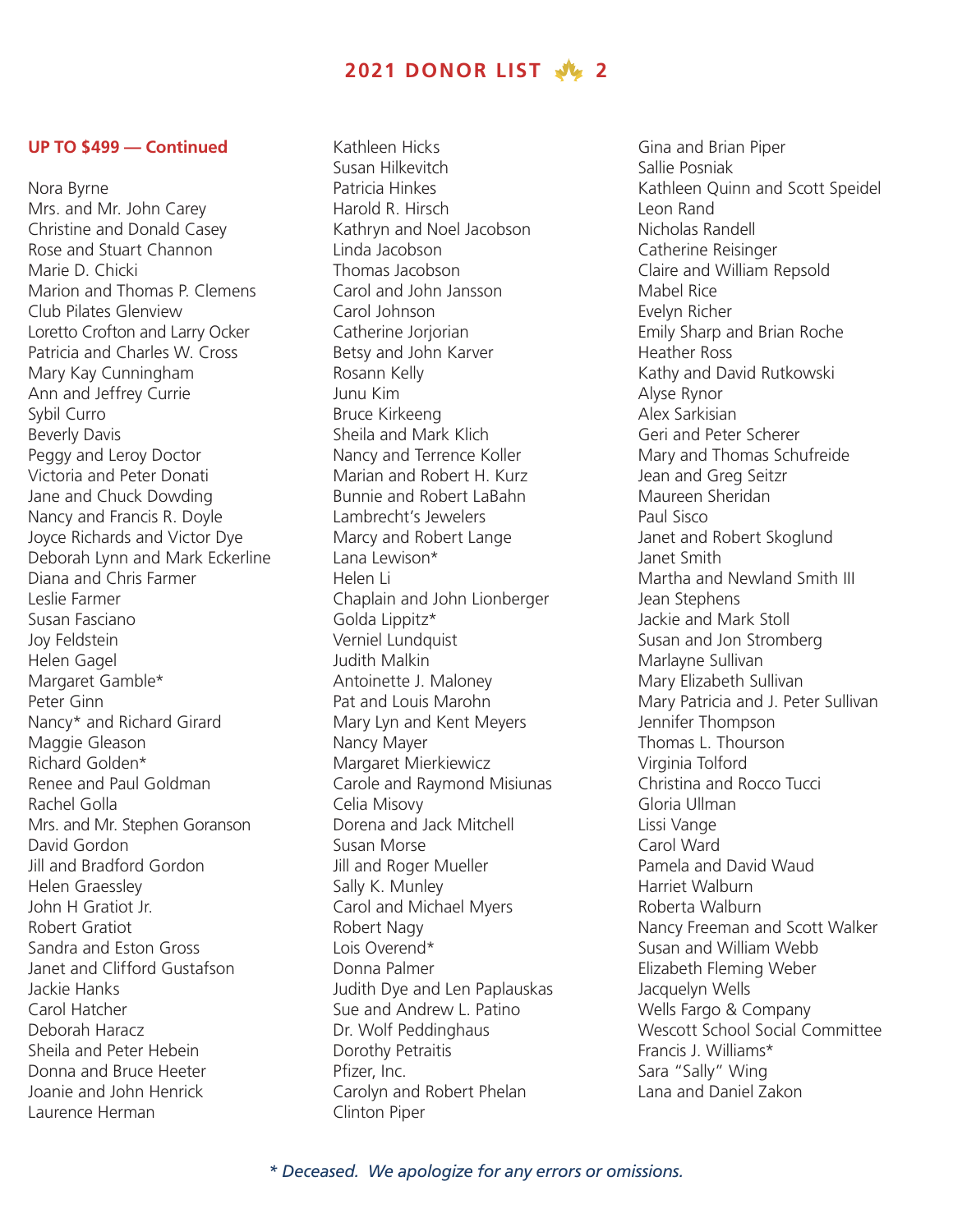## UP TO $499 — Continued

Nora Byrne
Mrs. and Mr. John Carey
Christine and Donald Casey
Rose and Stuart Channon
Marie D. Chicki
Marion and Thomas P. Clemens
Club Pilates Glenview
Loretto Crofton and Larry Ocker
Patricia and Charles W. Cross
Mary Kay Cunningham
Ann and Jeffrey Currie
Sybil Curro
Beverly Davis
Peggy and Leroy Doctor
Victoria and Peter Donati
Jane and Chuck Dowding
Nancy and Francis R. Doyle
Joyce Richards and Victor Dye
Deborah Lynn and Mark Eckerline
Diana and Chris Farmer
Leslie Farmer
Susan Fasciano
Joy Feldstein
Helen Gagel
Margaret Gamble*
Peter Ginn
Nancy* and Richard Girard
Maggie Gleason
Richard Golden*
Renee and Paul Goldman
Rachel Golla
Mrs. and Mr. Stephen Goranson
David Gordon
Jill and Bradford Gordon
Helen Graessley
John H Gratiot Jr.
Robert Gratiot
Sandra and Eston Gross
Janet and Clifford Gustafson
Jackie Hanks
Carol Hatcher
Deborah Haracz
Sheila and Peter Hebein
Donna and Bruce Heeter
Joanie and John Henrick
Laurence Herman
Kathleen Hicks
Susan Hilkevitch
Patricia Hinkes
Harold R. Hirsch
Kathryn and Noel Jacobson
Linda Jacobson
Thomas Jacobson
Carol and John Jansson
Carol Johnson
Catherine Jorjorian
Betsy and John Karver
Rosann Kelly
Junu Kim
Bruce Kirkeeng
Sheila and Mark Klich
Nancy and Terrence Koller
Marian and Robert H. Kurz
Bunnie and Robert LaBahn
Lambrecht's Jewelers
Marcy and Robert Lange
Lana Lewison*
Helen Li
Chaplain and John Lionberger
Golda Lippitz*
Verniel Lundquist
Judith Malkin
Antoinette J. Maloney
Pat and Louis Marohn
Mary Lyn and Kent Meyers
Nancy Mayer
Margaret Mierkiewicz
Carole and Raymond Misiunas
Celia Misovy
Dorena and Jack Mitchell
Susan Morse
Jill and Roger Mueller
Sally K. Munley
Carol and Michael Myers
Robert Nagy
Lois Overend*
Donna Palmer
Judith Dye and Len Paplauskas
Sue and Andrew L. Patino
Dr. Wolf Peddinghaus
Dorothy Petraitis
Pfizer, Inc.
Carolyn and Robert Phelan
Clinton Piper
Gina and Brian Piper
Sallie Posniak
Kathleen Quinn and Scott Speidel
Leon Rand
Nicholas Randell
Catherine Reisinger
Claire and William Repsold
Mabel Rice
Evelyn Richer
Emily Sharp and Brian Roche
Heather Ross
Kathy and David Rutkowski
Alyse Rynor
Alex Sarkisian
Geri and Peter Scherer
Mary and Thomas Schufreide
Jean and Greg Seitzr
Maureen Sheridan
Paul Sisco
Janet and Robert Skoglund
Janet Smith
Martha and Newland Smith III
Jean Stephens
Jackie and Mark Stoll
Susan and Jon Stromberg
Marlayne Sullivan
Mary Elizabeth Sullivan
Mary Patricia and J. Peter Sullivan
Jennifer Thompson
Thomas L. Thourson
Virginia Tolford
Christina and Rocco Tucci
Gloria Ullman
Lissi Vange
Carol Ward
Pamela and David Waud
Harriet Walburn
Roberta Walburn
Nancy Freeman and Scott Walker
Susan and William Webb
Elizabeth Fleming Weber
Jacquelyn Wells
Wells Fargo & Company
Wescott School Social Committee
Francis J. Williams*
Sara "Sally" Wing
Lana and Daniel Zakon

*\* Deceased. We apologize for any errors or omissions.*